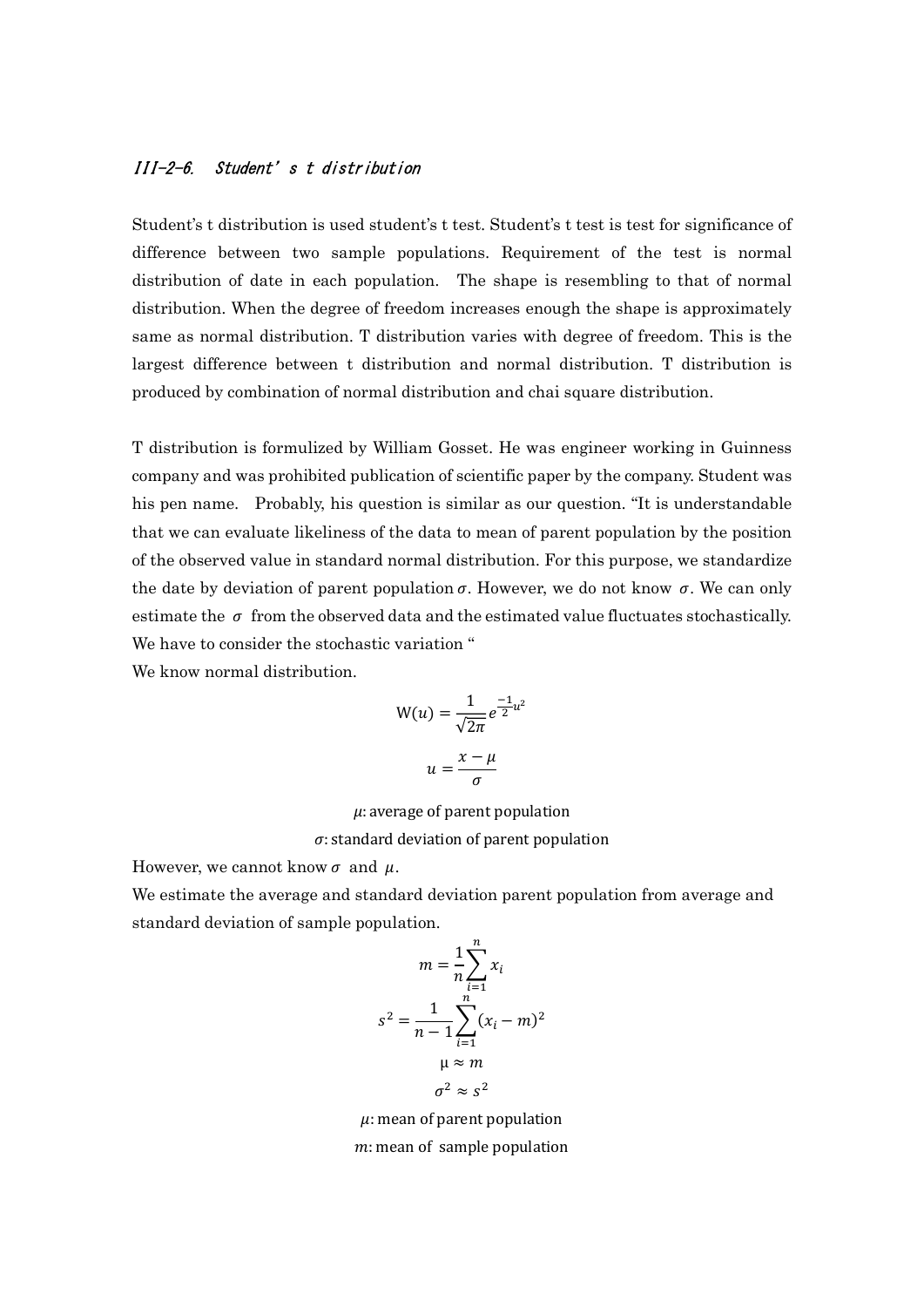### III-2-6. Student's t distribution

Student's t distribution is used student's t test. Student's t test is test for significance of difference between two sample populations. Requirement of the test is normal distribution of date in each population. The shape is resembling to that of normal distribution. When the degree of freedom increases enough the shape is approximately same as normal distribution. T distribution varies with degree of freedom. This is the largest difference between t distribution and normal distribution. T distribution is produced by combination of normal distribution and chai square distribution.

T distribution is formulized by William Gosset. He was engineer working in Guinness company and was prohibited publication of scientific paper by the company. Student was his pen name. Probably, his question is similar as our question. "It is understandable that we can evaluate likeliness of the data to mean of parent population by the position of the observed value in standard normal distribution. For this purpose, we standardize the date by deviation of parent population $\sigma$. However, we do not know $\sigma$. We can only estimate the $\sigma$ from the observed data and the estimated value fluctuates stochastically. We have to consider the stochastic variation "

We know normal distribution.

$$W(u) = \frac{1}{\sqrt{2\pi}} e^{\frac{-1}{2}u^2}$$

$$u = \frac{x - \mu}{\sigma}$$

$\mu$: average of parent population

$\sigma$: standard deviation of parent population

However, we cannot know $\sigma$ and $\mu$.

We estimate the average and standard deviation parent population from average and standard deviation of sample population.

$$m = \frac{1}{n}\sum_{i=1}^{n} x_i$$

$$s^2 = \frac{1}{n-1}\sum_{i=1}^{n}(x_i - m)^2$$

$$\mu \approx m$$

$$\sigma^2 \approx s^2$$

$\mu$: mean of parent population

$m$: mean of sample population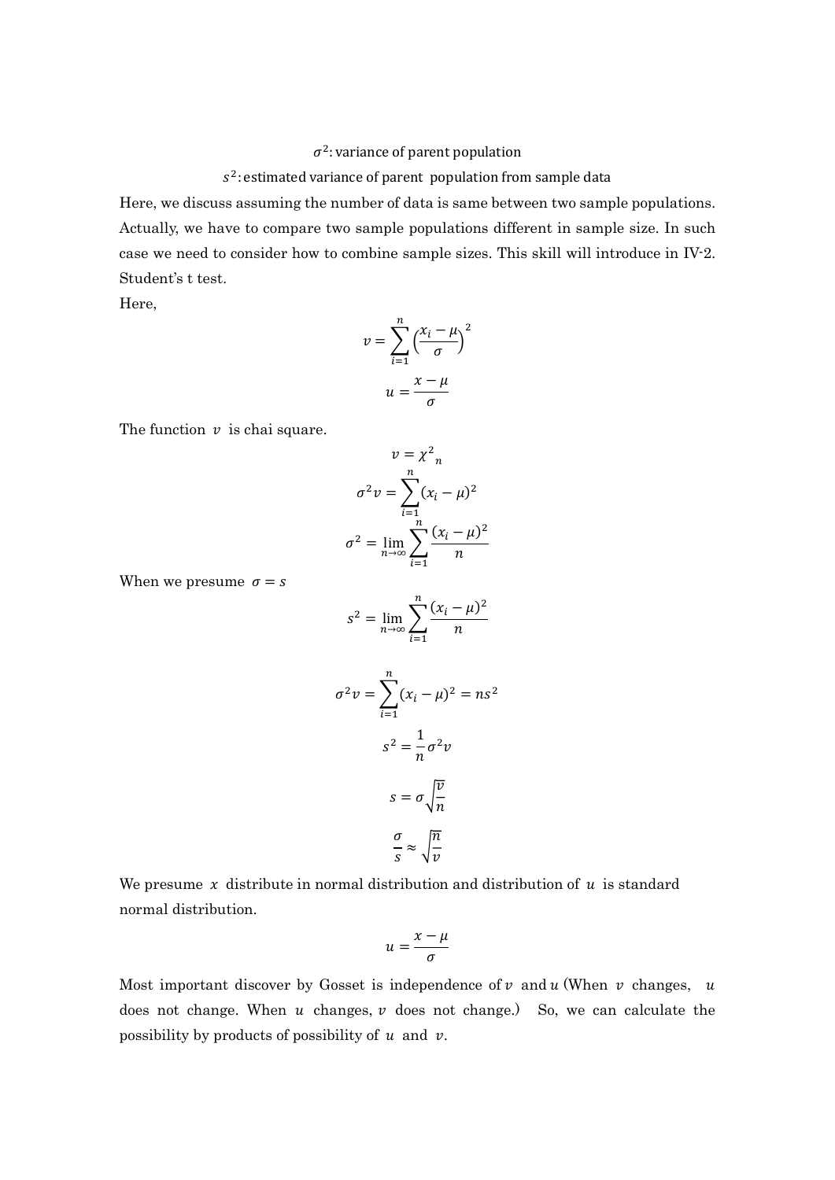$\sigma^2$: variance of parent population

$s^2$: estimated variance of parent population from sample data

Here, we discuss assuming the number of data is same between two sample populations. Actually, we have to compare two sample populations different in sample size. In such case we need to consider how to combine sample sizes. This skill will introduce in IV-2. Student's t test.

Here,

$$v = \sum_{i=1}^{n} \left(\frac{x_i - \mu}{\sigma}\right)^2$$

$$u = \frac{x - \mu}{\sigma}$$

The function $v$ is chai square.

$$v = {\chi^2}_n$$

$$\sigma^2 v = \sum_{i=1}^{n} (x_i - \mu)^2$$

$$\sigma^2 = \lim_{n \to \infty} \sum_{i=1}^{n} \frac{(x_i - \mu)^2}{n}$$

When we presume $\sigma = s$

$$s^2 = \lim_{n \to \infty} \sum_{i=1}^{n} \frac{(x_i - \mu)^2}{n}$$

$$\sigma^2 v = \sum_{i=1}^{n} (x_i - \mu)^2 = ns^2$$

$$s^2 = \frac{1}{n} \sigma^2 v$$

$$s = \sigma \sqrt{\frac{v}{n}}$$

$$\frac{\sigma}{s} \approx \sqrt{\frac{n}{v}}$$

We presume $x$ distribute in normal distribution and distribution of $u$ is standard normal distribution.

$$u = \frac{x - \mu}{\sigma}$$

Most important discover by Gosset is independence of $v$ and $u$ (When $v$ changes, $u$ does not change. When $u$ changes, $v$ does not change.) So, we can calculate the possibility by products of possibility of $u$ and $v$.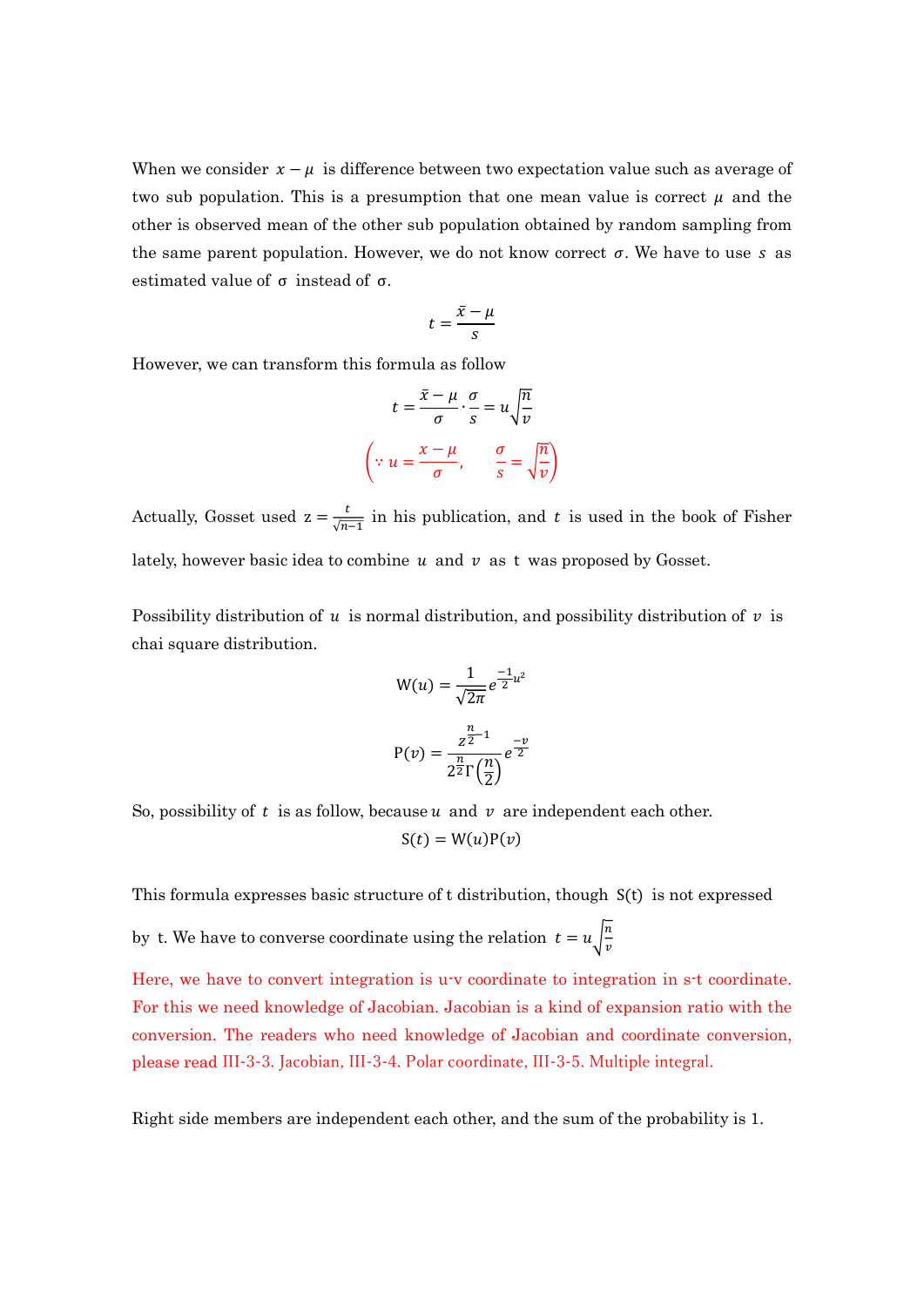When we consider $x - \mu$ is difference between two expectation value such as average of two sub population. This is a presumption that one mean value is correct $\mu$ and the other is observed mean of the other sub population obtained by random sampling from the same parent population. However, we do not know correct $\sigma$. We have to use $s$ as estimated value of $\sigma$ instead of $\sigma$.

$$t = \frac{\bar{x} - \mu}{s}$$

However, we can transform this formula as follow

$$t = \frac{\bar{x} - \mu}{\sigma} \cdot \frac{\sigma}{s} = u\sqrt{\frac{n}{v}}$$

$$\left( \because u = \frac{x - \mu}{\sigma}, \quad \frac{\sigma}{s} = \sqrt{\frac{n}{v}} \right)$$

Actually, Gosset used $z = \frac{t}{\sqrt{n-1}}$ in his publication, and $t$ is used in the book of Fisher lately, however basic idea to combine $u$ and $v$ as $t$ was proposed by Gosset.

Possibility distribution of $u$ is normal distribution, and possibility distribution of $v$ is chai square distribution.

$$\mathrm{W}(u) = \frac{1}{\sqrt{2\pi}} e^{\frac{-1}{2}u^2}$$

$$\mathrm{P}(v) = \frac{z^{\frac{n}{2}-1}}{2^{\frac{n}{2}}\Gamma\left(\frac{n}{2}\right)} e^{\frac{-v}{2}}$$

So, possibility of $t$ is as follow, because $u$ and $v$ are independent each other.

$$\mathrm{S}(t) = \mathrm{W}(u)\mathrm{P}(v)$$

This formula expresses basic structure of t distribution, though $\mathrm{S}(t)$ is not expressed by t. We have to converse coordinate using the relation $t = u\sqrt{\frac{n}{v}}$

Here, we have to convert integration is u-v coordinate to integration in s-t coordinate. For this we need knowledge of Jacobian. Jacobian is a kind of expansion ratio with the conversion. The readers who need knowledge of Jacobian and coordinate conversion, please read III-3-3. Jacobian, III-3-4. Polar coordinate, III-3-5. Multiple integral.

Right side members are independent each other, and the sum of the probability is 1.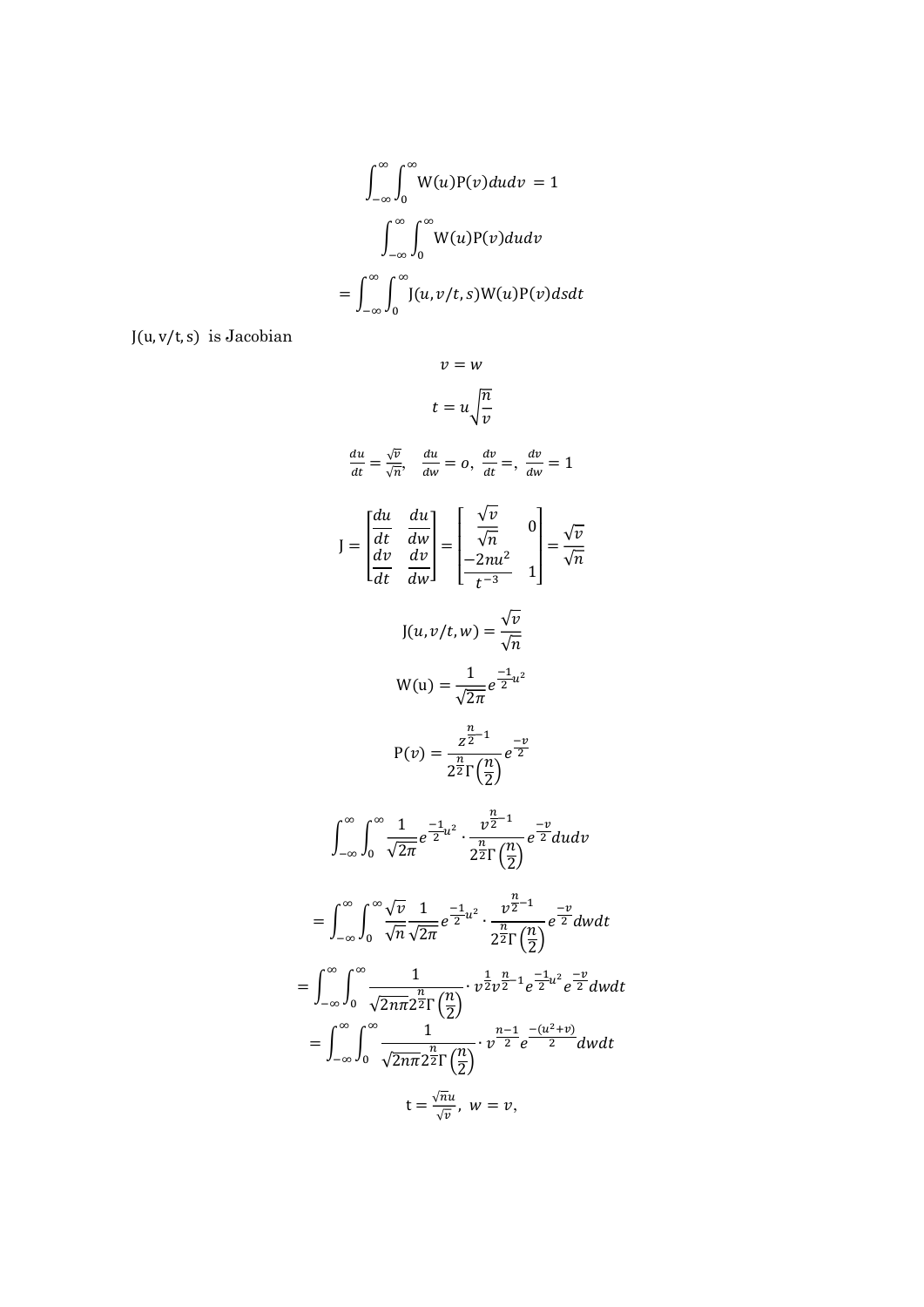$$\int_{-\infty}^{\infty}\int_{0}^{\infty} \mathrm{W}(u)\mathrm{P}(v)dudv \;= 1$$

$$\int_{-\infty}^{\infty}\int_{0}^{\infty} \mathrm{W}(u)\mathrm{P}(v)dudv$$

$$= \int_{-\infty}^{\infty}\int_{0}^{\infty} \mathrm{J}(u, v/t, s)\mathrm{W}(u)\mathrm{P}(v)dsdt$$

$\mathrm{J}(\mathrm{u}, \mathrm{v}/\mathrm{t}, \mathrm{s})$ is Jacobian

$$v = w$$

$$t = u\sqrt{\frac{n}{v}}$$

$$\frac{du}{dt} = \frac{\sqrt{v}}{\sqrt{n}},\quad \frac{du}{dw} = o,\; \frac{dv}{dt} =,\; \frac{dv}{dw} = 1$$

$$\mathrm{J} = \begin{bmatrix} \frac{du}{dt} & \frac{du}{dw} \\ \frac{dv}{dt} & \frac{dv}{dw} \end{bmatrix} = \begin{bmatrix} \frac{\sqrt{v}}{\sqrt{n}} & 0 \\ \frac{-2nu^2}{t^{-3}} & 1 \end{bmatrix} = \frac{\sqrt{v}}{\sqrt{n}}$$

$$\mathrm{J}(u, v/t, w) = \frac{\sqrt{v}}{\sqrt{n}}$$

$$\mathrm{W(u)} = \frac{1}{\sqrt{2\pi}} e^{\frac{-1}{2}u^2}$$

$$\mathrm{P}(v) = \frac{z^{\frac{n}{2}-1}}{2^{\frac{n}{2}}\Gamma\left(\frac{n}{2}\right)} e^{\frac{-v}{2}}$$

$$\int_{-\infty}^{\infty}\int_{0}^{\infty} \frac{1}{\sqrt{2\pi}} e^{\frac{-1}{2}u^2} \cdot \frac{v^{\frac{n}{2}-1}}{2^{\frac{n}{2}}\Gamma\left(\frac{n}{2}\right)} e^{\frac{-v}{2}} dudv$$

$$= \int_{-\infty}^{\infty}\int_{0}^{\infty} \frac{\sqrt{v}}{\sqrt{n}} \frac{1}{\sqrt{2\pi}} e^{\frac{-1}{2}u^2} \cdot \frac{v^{\frac{n}{2}-1}}{2^{\frac{n}{2}}\Gamma\left(\frac{n}{2}\right)} e^{\frac{-v}{2}} dwdt$$

$$= \int_{-\infty}^{\infty}\int_{0}^{\infty} \frac{1}{\sqrt{2n\pi}\, 2^{\frac{n}{2}}\Gamma\left(\frac{n}{2}\right)} \cdot v^{\frac{1}{2}} v^{\frac{n}{2}-1} e^{\frac{-1}{2}u^2} e^{\frac{-v}{2}} dwdt$$

$$= \int_{-\infty}^{\infty}\int_{0}^{\infty} \frac{1}{\sqrt{2n\pi}\, 2^{\frac{n}{2}}\Gamma\left(\frac{n}{2}\right)} \cdot v^{\frac{n-1}{2}} e^{\frac{-(u^2+v)}{2}} dwdt$$

$$\mathrm{t} = \frac{\sqrt{n}u}{\sqrt{v}},\; w = v,$$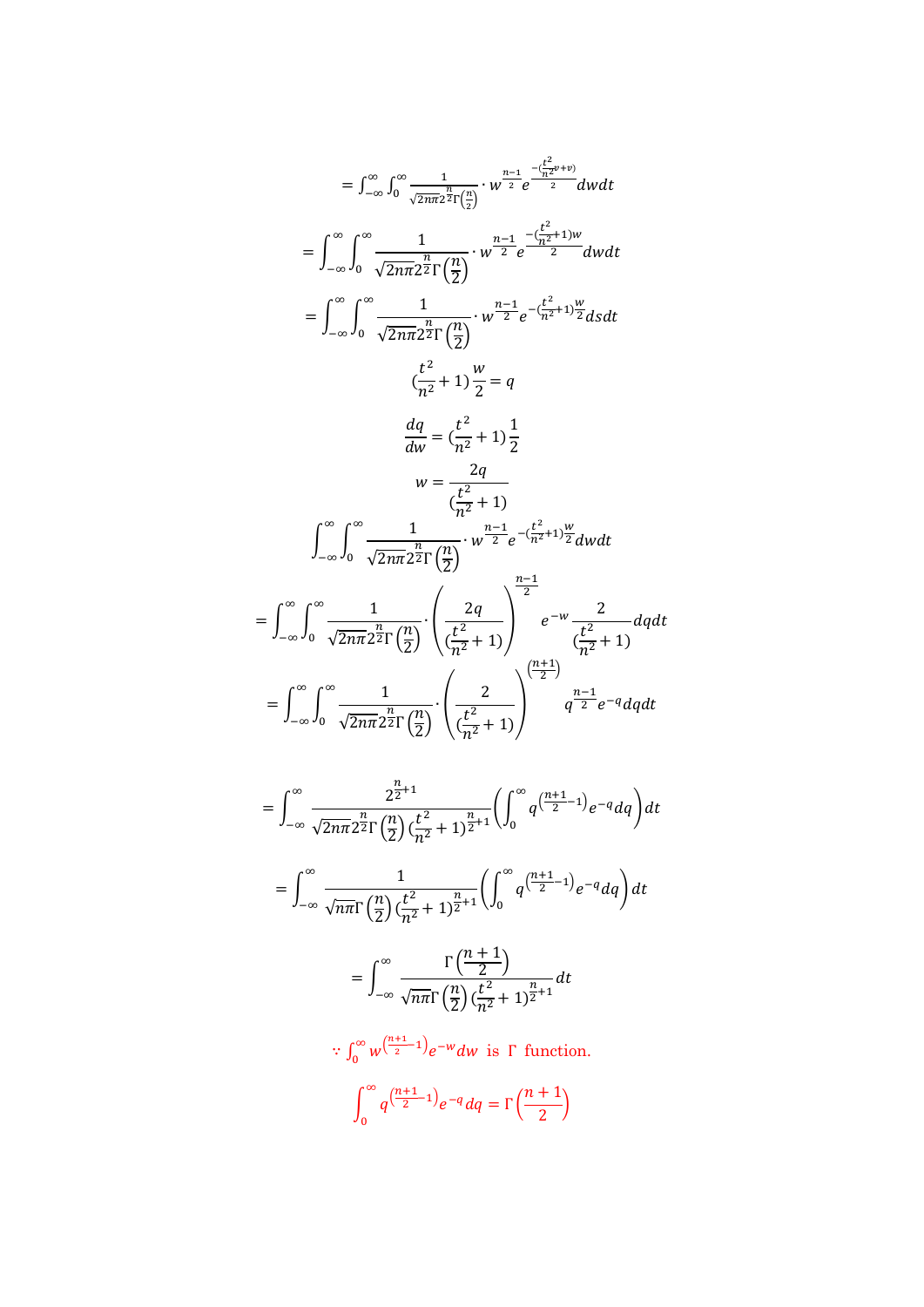$$= \int_{-\infty}^{\infty} \int_{0}^{\infty} \frac{1}{\sqrt{2n\pi} 2^{\frac{n}{2}} \Gamma\left(\frac{n}{2}\right)} \cdot w^{\frac{n-1}{2}} e^{\frac{-(\frac{t^2}{n^2}v+v)}{2}} dwdt$$

$$= \int_{-\infty}^{\infty} \int_{0}^{\infty} \frac{1}{\sqrt{2n\pi} 2^{\frac{n}{2}} \Gamma\left(\frac{n}{2}\right)} \cdot w^{\frac{n-1}{2}} e^{\frac{-(\frac{t^2}{n^2}+1)w}{2}} dwdt$$

$$= \int_{-\infty}^{\infty} \int_{0}^{\infty} \frac{1}{\sqrt{2n\pi} 2^{\frac{n}{2}} \Gamma\left(\frac{n}{2}\right)} \cdot w^{\frac{n-1}{2}} e^{-(\frac{t^2}{n^2}+1)\frac{w}{2}} dsdt$$

$$(\frac{t^2}{n^2}+1)\frac{w}{2} = q$$

$$\frac{dq}{dw} = (\frac{t^2}{n^2}+1)\frac{1}{2}$$

$$w = \frac{2q}{(\frac{t^2}{n^2}+1)}$$

$$\int_{-\infty}^{\infty} \int_{0}^{\infty} \frac{1}{\sqrt{2n\pi} 2^{\frac{n}{2}} \Gamma\left(\frac{n}{2}\right)} \cdot w^{\frac{n-1}{2}} e^{-(\frac{t^2}{n^2}+1)\frac{w}{2}} dwdt$$

$$= \int_{-\infty}^{\infty} \int_{0}^{\infty} \frac{1}{\sqrt{2n\pi} 2^{\frac{n}{2}} \Gamma\left(\frac{n}{2}\right)} \cdot \left(\frac{2q}{(\frac{t^2}{n^2}+1)}\right)^{\frac{n-1}{2}} e^{-w} \frac{2}{(\frac{t^2}{n^2}+1)} dqdt$$

$$= \int_{-\infty}^{\infty} \int_{0}^{\infty} \frac{1}{\sqrt{2n\pi} 2^{\frac{n}{2}} \Gamma\left(\frac{n}{2}\right)} \cdot \left(\frac{2}{(\frac{t^2}{n^2}+1)}\right)^{\left(\frac{n+1}{2}\right)} q^{\frac{n-1}{2}} e^{-q} dqdt$$

$$= \int_{-\infty}^{\infty} \frac{2^{\frac{n}{2}+1}}{\sqrt{2n\pi} 2^{\frac{n}{2}} \Gamma\left(\frac{n}{2}\right) (\frac{t^2}{n^2}+1)^{\frac{n}{2}+1}} \left(\int_{0}^{\infty} q^{\left(\frac{n+1}{2}-1\right)} e^{-q} dq\right) dt$$

$$= \int_{-\infty}^{\infty} \frac{1}{\sqrt{n\pi} \Gamma\left(\frac{n}{2}\right) (\frac{t^2}{n^2}+1)^{\frac{n}{2}+1}} \left(\int_{0}^{\infty} q^{\left(\frac{n+1}{2}-1\right)} e^{-q} dq\right) dt$$

$$= \int_{-\infty}^{\infty} \frac{\Gamma\left(\frac{n+1}{2}\right)}{\sqrt{n\pi} \Gamma\left(\frac{n}{2}\right) (\frac{t^2}{n^2}+1)^{\frac{n}{2}+1}} dt$$

$\because \int_{0}^{\infty} w^{\left(\frac{n+1}{2}-1\right)} e^{-w} dw$ is $\Gamma$ function.

$$\int_{0}^{\infty} q^{\left(\frac{n+1}{2}-1\right)} e^{-q} dq = \Gamma\left(\frac{n+1}{2}\right)$$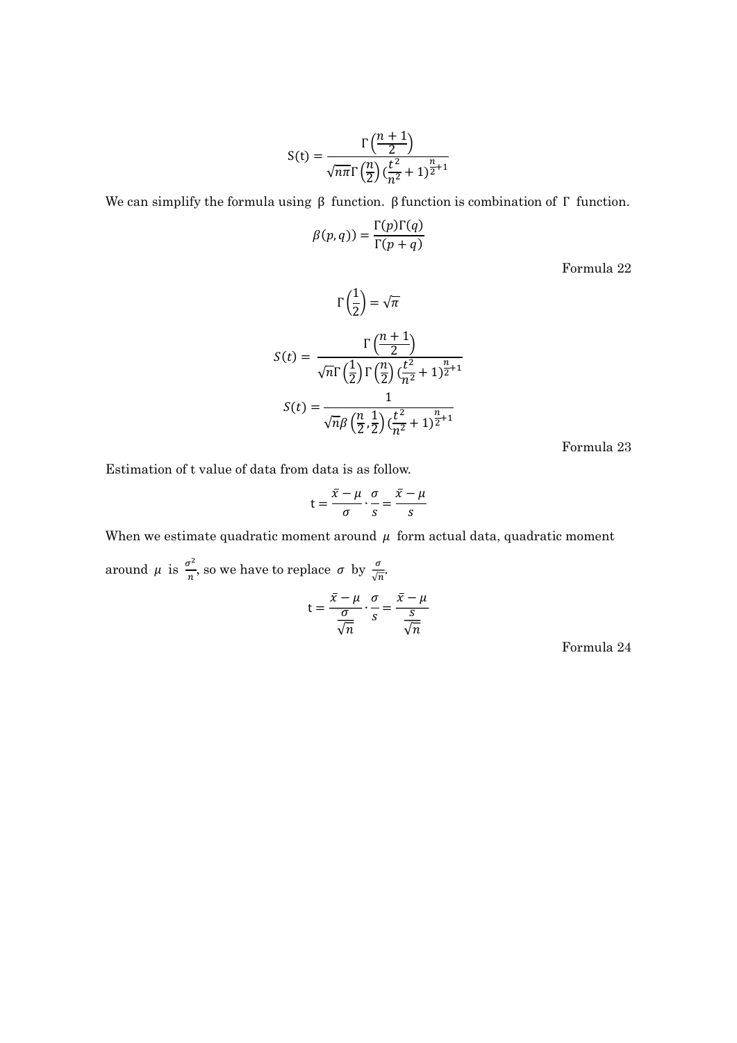$$\mathrm{S(t)} = \frac{\Gamma\left(\frac{n+1}{2}\right)}{\sqrt{n\pi}\Gamma\left(\frac{n}{2}\right)\left(\frac{t^2}{n^2}+1\right)^{\frac{n}{2}+1}}$$

We can simplify the formula using β function. β function is combination of Γ function.

$$\beta(p,q)) = \frac{\Gamma(p)\Gamma(q)}{\Gamma(p+q)}$$

Formula 22

$$\Gamma\left(\frac{1}{2}\right) = \sqrt{\pi}$$

$$S(t) = \frac{\Gamma\left(\frac{n+1}{2}\right)}{\sqrt{n}\Gamma\left(\frac{1}{2}\right)\Gamma\left(\frac{n}{2}\right)\left(\frac{t^2}{n^2}+1\right)^{\frac{n}{2}+1}}$$

$$S(t) = \frac{1}{\sqrt{n}\beta\left(\frac{n}{2},\frac{1}{2}\right)\left(\frac{t^2}{n^2}+1\right)^{\frac{n}{2}+1}}$$

Formula 23

Estimation of t value of data from data is as follow.

$$\mathrm{t} = \frac{\bar{x}-\mu}{\sigma}\cdot\frac{\sigma}{s} = \frac{\bar{x}-\mu}{s}$$

When we estimate quadratic moment around $\mu$ form actual data, quadratic moment around $\mu$ is $\frac{\sigma^2}{n}$, so we have to replace $\sigma$ by $\frac{\sigma}{\sqrt{n}}$.

$$\mathrm{t} = \frac{\bar{x}-\mu}{\frac{\sigma}{\sqrt{n}}}\cdot\frac{\sigma}{s} = \frac{\bar{x}-\mu}{\frac{s}{\sqrt{n}}}$$

Formula 24